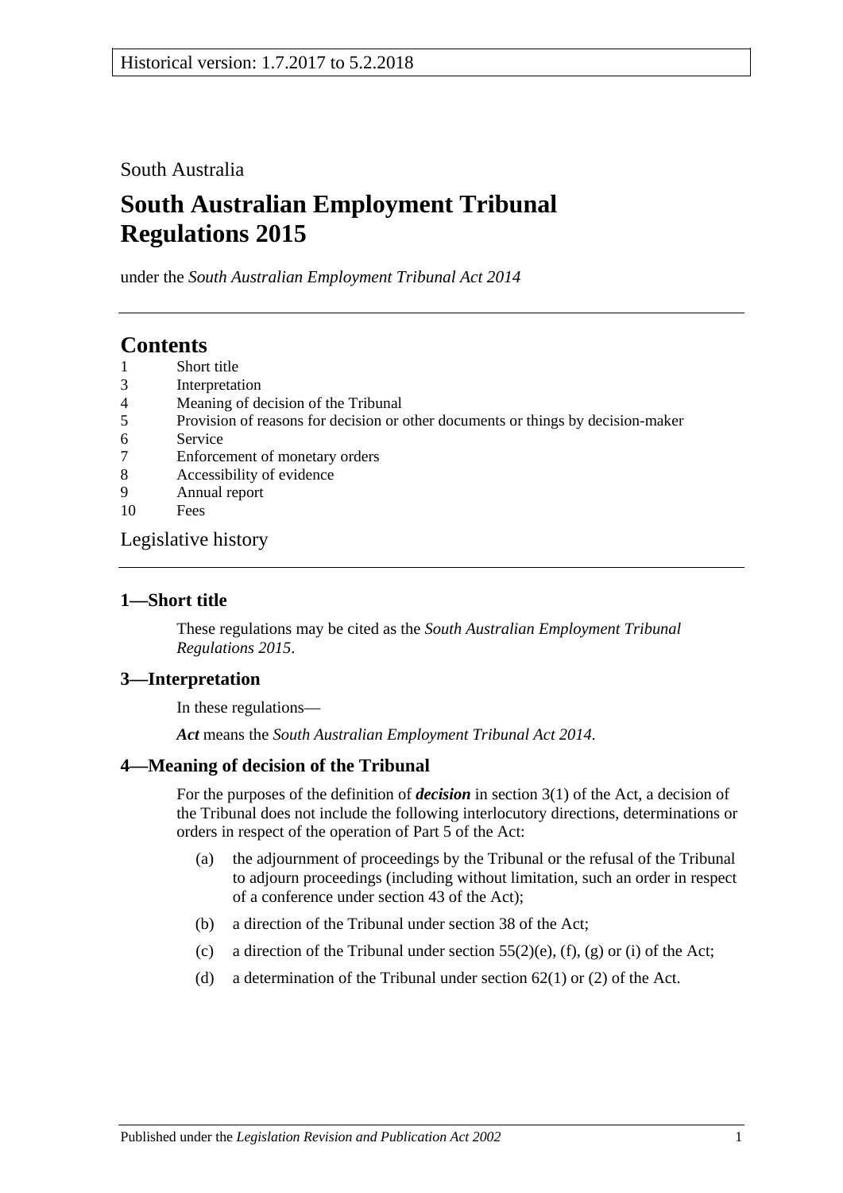Historical version: 1.7.2017 to 5.2.2018

South Australia

# South Australian Employment Tribunal Regulations 2015

under the *South Australian Employment Tribunal Act 2014*

## Contents

1 Short title
3 Interpretation
4 Meaning of decision of the Tribunal
5 Provision of reasons for decision or other documents or things by decision-maker
6 Service
7 Enforcement of monetary orders
8 Accessibility of evidence
9 Annual report
10 Fees

Legislative history

### 1—Short title

These regulations may be cited as the *South Australian Employment Tribunal Regulations 2015*.

### 3—Interpretation

In these regulations—

***Act*** means the *South Australian Employment Tribunal Act 2014*.

### 4—Meaning of decision of the Tribunal

For the purposes of the definition of ***decision*** in section 3(1) of the Act, a decision of the Tribunal does not include the following interlocutory directions, determinations or orders in respect of the operation of Part 5 of the Act:

(a) the adjournment of proceedings by the Tribunal or the refusal of the Tribunal to adjourn proceedings (including without limitation, such an order in respect of a conference under section 43 of the Act);

(b) a direction of the Tribunal under section 38 of the Act;

(c) a direction of the Tribunal under section 55(2)(e), (f), (g) or (i) of the Act;

(d) a determination of the Tribunal under section 62(1) or (2) of the Act.

Published under the *Legislation Revision and Publication Act 2002*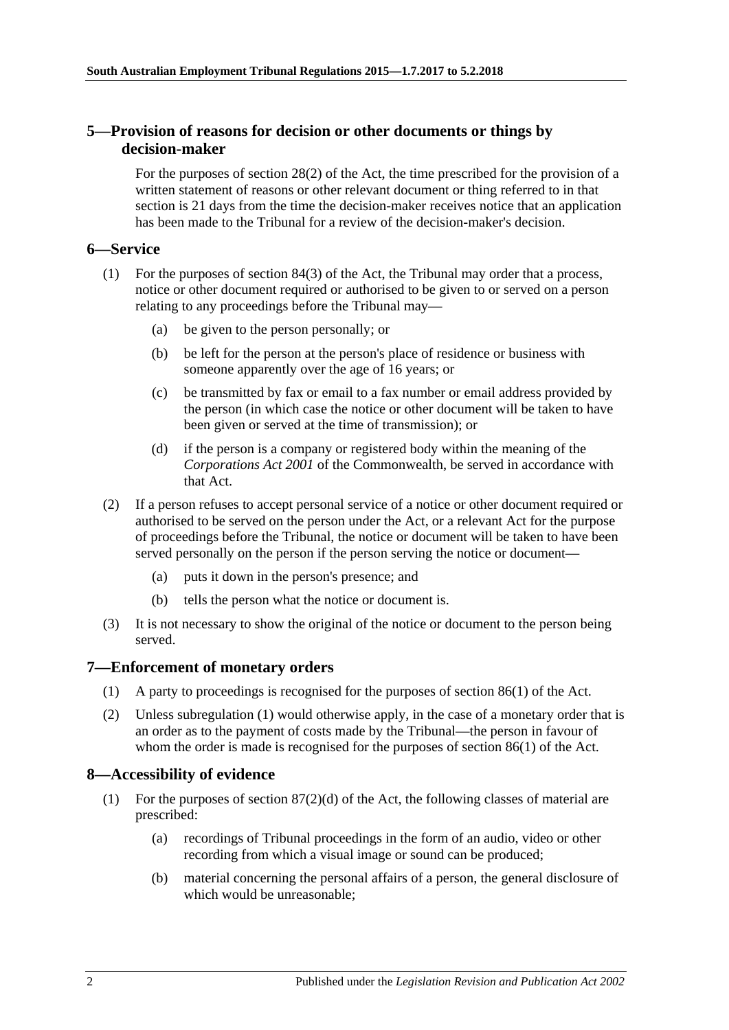## 5—Provision of reasons for decision or other documents or things by decision-maker

For the purposes of section 28(2) of the Act, the time prescribed for the provision of a written statement of reasons or other relevant document or thing referred to in that section is 21 days from the time the decision-maker receives notice that an application has been made to the Tribunal for a review of the decision-maker's decision.

## 6—Service

(1) For the purposes of section 84(3) of the Act, the Tribunal may order that a process, notice or other document required or authorised to be given to or served on a person relating to any proceedings before the Tribunal may—

(a) be given to the person personally; or

(b) be left for the person at the person's place of residence or business with someone apparently over the age of 16 years; or

(c) be transmitted by fax or email to a fax number or email address provided by the person (in which case the notice or other document will be taken to have been given or served at the time of transmission); or

(d) if the person is a company or registered body within the meaning of the *Corporations Act 2001* of the Commonwealth, be served in accordance with that Act.

(2) If a person refuses to accept personal service of a notice or other document required or authorised to be served on the person under the Act, or a relevant Act for the purpose of proceedings before the Tribunal, the notice or document will be taken to have been served personally on the person if the person serving the notice or document—

(a) puts it down in the person's presence; and

(b) tells the person what the notice or document is.

(3) It is not necessary to show the original of the notice or document to the person being served.

## 7—Enforcement of monetary orders

(1) A party to proceedings is recognised for the purposes of section 86(1) of the Act.

(2) Unless subregulation (1) would otherwise apply, in the case of a monetary order that is an order as to the payment of costs made by the Tribunal—the person in favour of whom the order is made is recognised for the purposes of section 86(1) of the Act.

## 8—Accessibility of evidence

(1) For the purposes of section 87(2)(d) of the Act, the following classes of material are prescribed:

(a) recordings of Tribunal proceedings in the form of an audio, video or other recording from which a visual image or sound can be produced;

(b) material concerning the personal affairs of a person, the general disclosure of which would be unreasonable;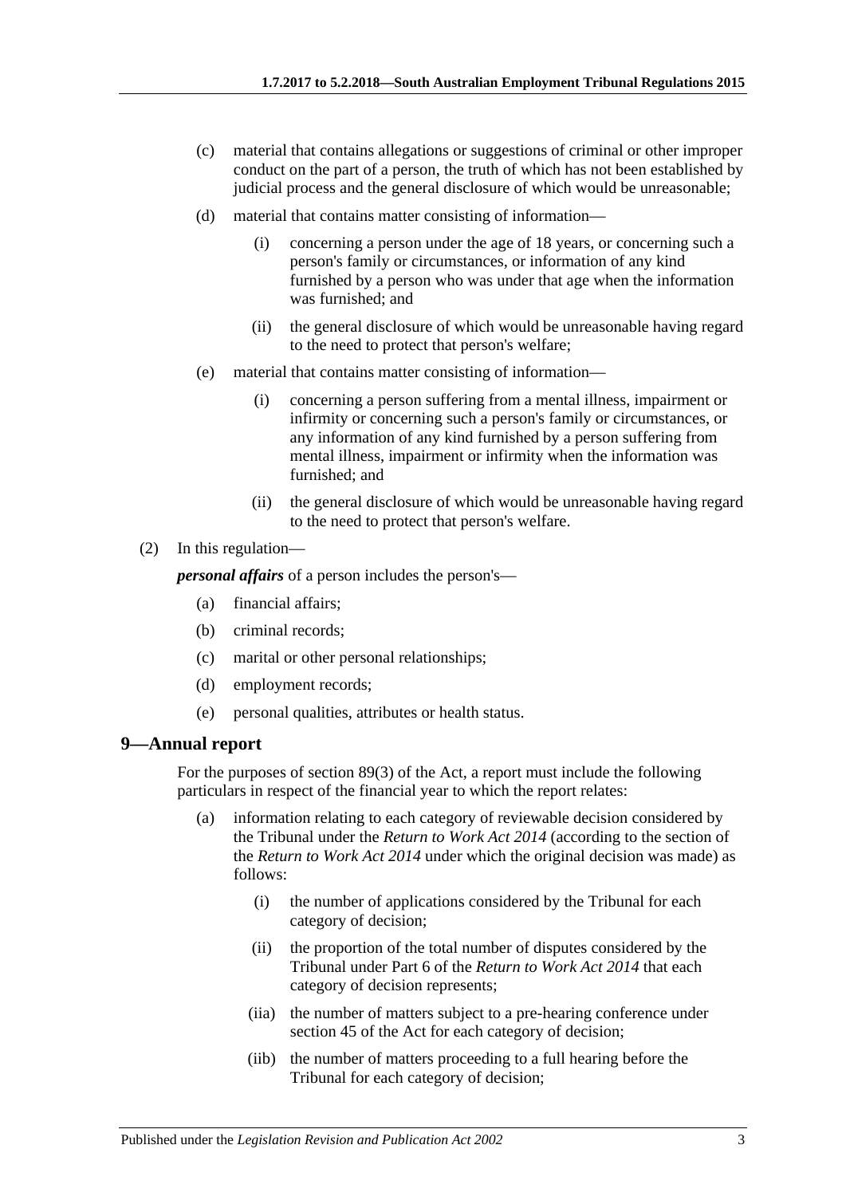(c) material that contains allegations or suggestions of criminal or other improper conduct on the part of a person, the truth of which has not been established by judicial process and the general disclosure of which would be unreasonable;

(d) material that contains matter consisting of information—

(i) concerning a person under the age of 18 years, or concerning such a person's family or circumstances, or information of any kind furnished by a person who was under that age when the information was furnished; and

(ii) the general disclosure of which would be unreasonable having regard to the need to protect that person's welfare;

(e) material that contains matter consisting of information—

(i) concerning a person suffering from a mental illness, impairment or infirmity or concerning such a person's family or circumstances, or any information of any kind furnished by a person suffering from mental illness, impairment or infirmity when the information was furnished; and

(ii) the general disclosure of which would be unreasonable having regard to the need to protect that person's welfare.

(2) In this regulation—

***personal affairs*** of a person includes the person's—

(a) financial affairs;

(b) criminal records;

(c) marital or other personal relationships;

(d) employment records;

(e) personal qualities, attributes or health status.

## 9—Annual report

For the purposes of section 89(3) of the Act, a report must include the following particulars in respect of the financial year to which the report relates:

(a) information relating to each category of reviewable decision considered by the Tribunal under the *Return to Work Act 2014* (according to the section of the *Return to Work Act 2014* under which the original decision was made) as follows:

(i) the number of applications considered by the Tribunal for each category of decision;

(ii) the proportion of the total number of disputes considered by the Tribunal under Part 6 of the *Return to Work Act 2014* that each category of decision represents;

(iia) the number of matters subject to a pre-hearing conference under section 45 of the Act for each category of decision;

(iib) the number of matters proceeding to a full hearing before the Tribunal for each category of decision;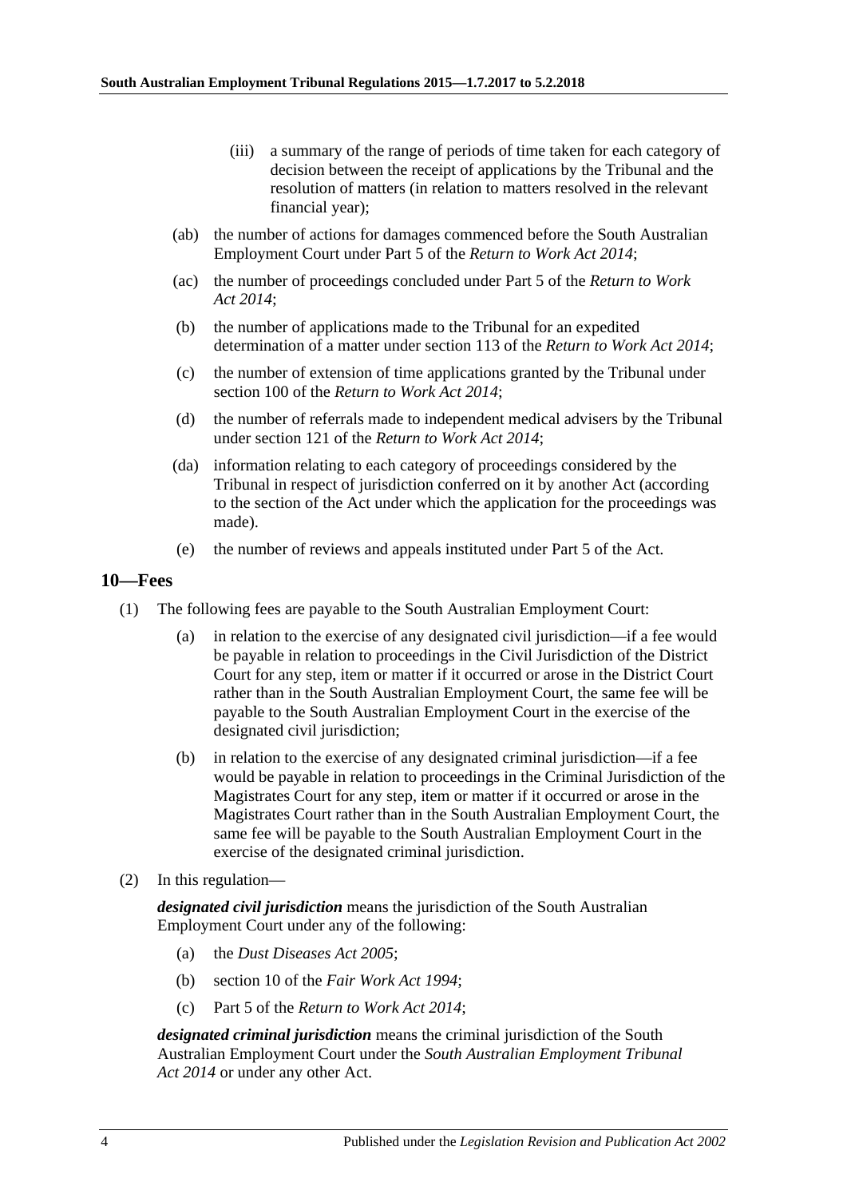(iii) a summary of the range of periods of time taken for each category of decision between the receipt of applications by the Tribunal and the resolution of matters (in relation to matters resolved in the relevant financial year);

(ab) the number of actions for damages commenced before the South Australian Employment Court under Part 5 of the *Return to Work Act 2014*;

(ac) the number of proceedings concluded under Part 5 of the *Return to Work Act 2014*;

(b) the number of applications made to the Tribunal for an expedited determination of a matter under section 113 of the *Return to Work Act 2014*;

(c) the number of extension of time applications granted by the Tribunal under section 100 of the *Return to Work Act 2014*;

(d) the number of referrals made to independent medical advisers by the Tribunal under section 121 of the *Return to Work Act 2014*;

(da) information relating to each category of proceedings considered by the Tribunal in respect of jurisdiction conferred on it by another Act (according to the section of the Act under which the application for the proceedings was made).

(e) the number of reviews and appeals instituted under Part 5 of the Act.

## 10—Fees

(1) The following fees are payable to the South Australian Employment Court:

(a) in relation to the exercise of any designated civil jurisdiction—if a fee would be payable in relation to proceedings in the Civil Jurisdiction of the District Court for any step, item or matter if it occurred or arose in the District Court rather than in the South Australian Employment Court, the same fee will be payable to the South Australian Employment Court in the exercise of the designated civil jurisdiction;

(b) in relation to the exercise of any designated criminal jurisdiction—if a fee would be payable in relation to proceedings in the Criminal Jurisdiction of the Magistrates Court for any step, item or matter if it occurred or arose in the Magistrates Court rather than in the South Australian Employment Court, the same fee will be payable to the South Australian Employment Court in the exercise of the designated criminal jurisdiction.

(2) In this regulation—

***designated civil jurisdiction*** means the jurisdiction of the South Australian Employment Court under any of the following:

(a) the *Dust Diseases Act 2005*;

(b) section 10 of the *Fair Work Act 1994*;

(c) Part 5 of the *Return to Work Act 2014*;

***designated criminal jurisdiction*** means the criminal jurisdiction of the South Australian Employment Court under the *South Australian Employment Tribunal Act 2014* or under any other Act.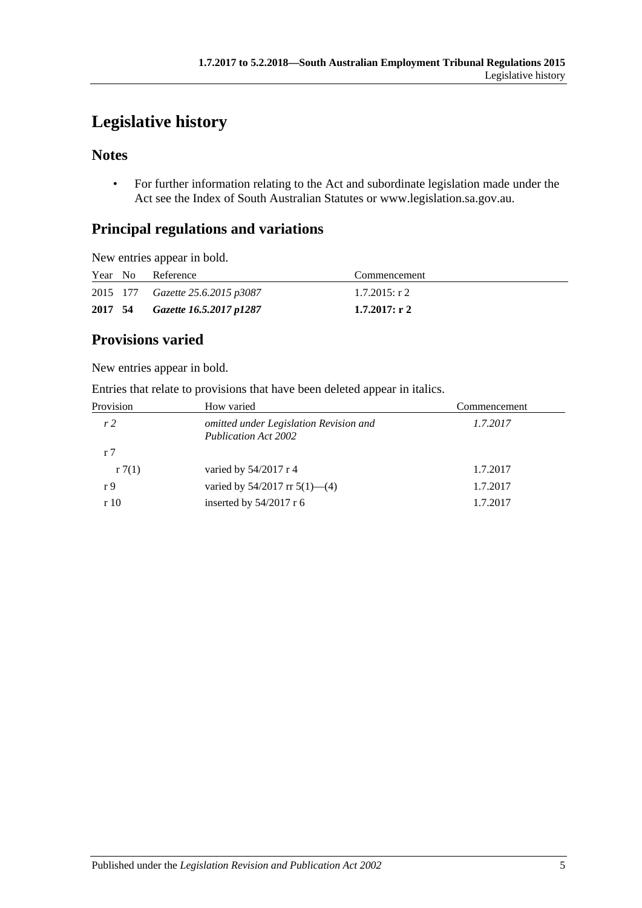# Legislative history

## Notes

- For further information relating to the Act and subordinate legislation made under the Act see the Index of South Australian Statutes or www.legislation.sa.gov.au.

## Principal regulations and variations

New entries appear in bold.

| Year | No | Reference | Commencement |
|---|---|---|---|
| 2015 | 177 | *Gazette 25.6.2015 p3087* | 1.7.2015: r 2 |
| **2017** | **54** | ***Gazette 16.5.2017 p1287*** | **1.7.2017: r 2** |

## Provisions varied

New entries appear in bold.

Entries that relate to provisions that have been deleted appear in italics.

| Provision | How varied | Commencement |
|---|---|---|
| *r 2* | *omitted under Legislation Revision and Publication Act 2002* | *1.7.2017* |
| r 7 | | |
| r 7(1) | varied by 54/2017 r 4 | 1.7.2017 |
| r 9 | varied by 54/2017 rr 5(1)—(4) | 1.7.2017 |
| r 10 | inserted by 54/2017 r 6 | 1.7.2017 |